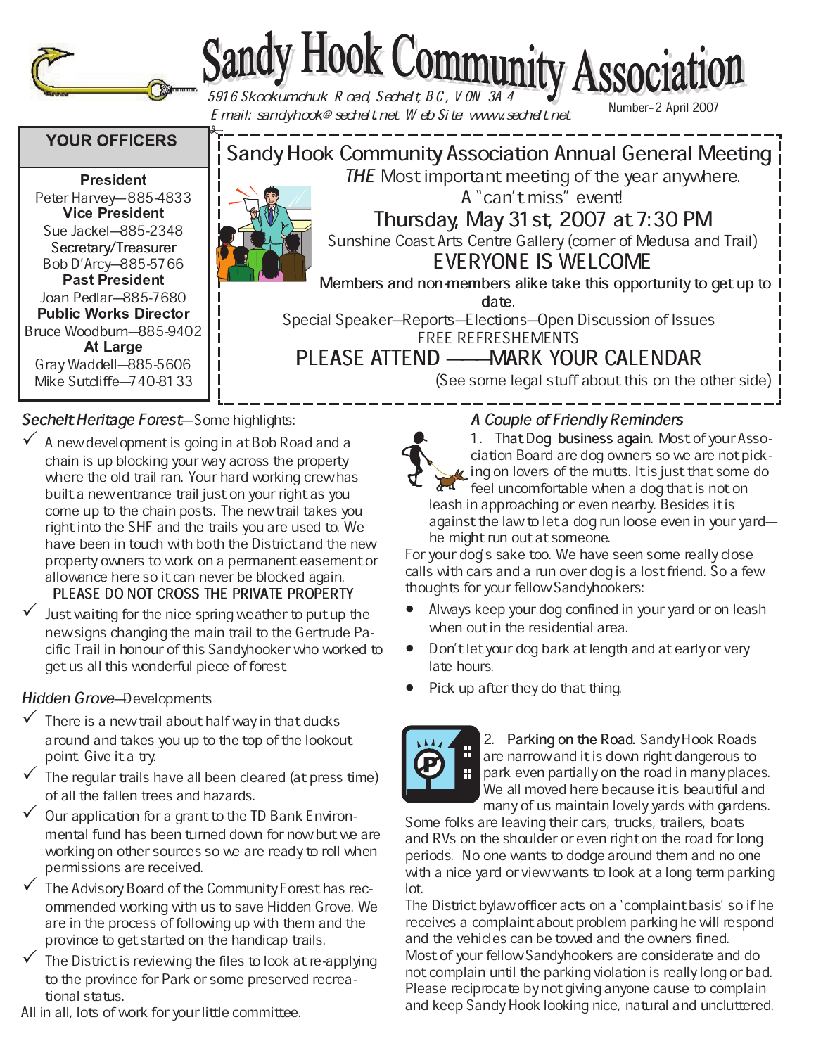# Sandy Hook Community Association

5916 Skookumchuk Road, Sechelt, BC, V0N 3A4
Email: sandyhook@sechelt.net Web Site: www.sechelt.net

Number–2 April 2007

## YOUR OFFICERS

**President**
Peter Harvey—885-4833
**Vice President**
Sue Jackel—885-2348
**Secretary/Treasurer**
Bob D'Arcy—885-5766
**Past President**
Joan Pedlar—885-7680
**Public Works Director**
Bruce Woodburn—885-9402
**At Large**
Gray Waddell—885-5606
Mike Sutcliffe—740-8133

## Sandy Hook Community Association Annual General Meeting

*THE* Most important meeting of the year anywhere.
A "can't miss" event!

**Thursday, May 31st, 2007 at 7:30 PM**

Sunshine Coast Arts Centre Gallery (corner of Medusa and Trail)

EVERYONE IS WELCOME

Members and non-members alike take this opportunity to get up to date.

Special Speaker—Reports—Elections—Open Discussion of Issues

FREE REFRESHMENTS

PLEASE ATTEND ——MARK YOUR CALENDAR

(See some legal stuff about this on the other side)

### *Sechelt Heritage Forest*—Some highlights:

- ✓ A new development is going in at Bob Road and a chain is up blocking your way across the property where the old trail ran. Your hard working crew has built a new entrance trail just on your right as you come up to the chain posts. The new trail takes you right into the SHF and the trails you are used to. We have been in touch with both the District and the new property owners to work on a permanent easement or allowance here so it can never be blocked again.
  PLEASE DO NOT CROSS THE PRIVATE PROPERTY
- ✓ Just waiting for the nice spring weather to put up the new signs changing the main trail to the Gertrude Pacific Trail in honour of this Sandyhooker who worked to get us all this wonderful piece of forest.

### *Hidden Grove*—Developments

- ✓ There is a new trail about half way in that ducks around and takes you up to the top of the lookout point. Give it a try.
- ✓ The regular trails have all been cleared (at press time) of all the fallen trees and hazards.
- ✓ Our application for a grant to the TD Bank Environmental fund has been turned down for now but we are working on other sources so we are ready to roll when permissions are received.
- ✓ The Advisory Board of the Community Forest has recommended working with us to save Hidden Grove. We are in the process of following up with them and the province to get started on the handicap trails.
- ✓ The District is reviewing the files to look at re-applying to the province for Park or some preserved recreational status.

All in all, lots of work for your little committee.

### *A Couple of Friendly Reminders*

1. **That Dog business again.** Most of your Association Board are dog owners so we are not picking on lovers of the mutts. It is just that some do feel uncomfortable when a dog that is not on leash in approaching or even nearby. Besides it is against the law to let a dog run loose even in your yard—he might run out at some time.

For your dog's sake too. We have seen some really close calls with cars and a run over dog is a lost friend. So a few thoughts for your fellow Sandyhookers:

- Always keep your dog confined in your yard or on leash when out in the residential area.
- Don't let your dog bark at length and at early or very late hours.
- Pick up after they do that thing.

2. **Parking on the Road.** Sandy Hook Roads are narrow and it is down right dangerous to park even partially on the road in many places. We all moved here because it is beautiful and many of us maintain lovely yards with gardens. Some folks are leaving their cars, trucks, trailers, boats and RVs on the shoulder or even right on the road for long periods. No one wants to dodge around them and no one with a nice yard or view wants to look at a long term parking lot.

The District bylaw officer acts on a 'complaint basis' so if he receives a complaint about problem parking he will respond and the vehicles can be towed and the owners fined.

Most of your fellow Sandyhookers are considerate and do not complain until the parking violation is really long or bad. Please reciprocate by not giving anyone cause to complain and keep Sandy Hook looking nice, natural and uncluttered.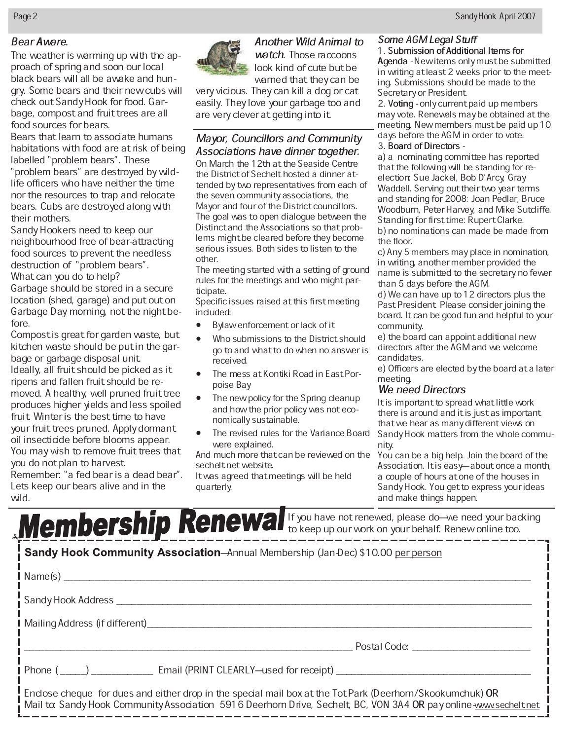### *Bear Aware.*

The weather is warming up with the approach of spring and soon our local black bears will all be awake and hungry. Some bears and their new cubs will check out Sandy Hook for food. Garbage, compost and fruit trees are all food sources for bears.

Bears that learn to associate humans habitations with food are at risk of being labelled "problem bears". These "problem bears" are destroyed by wildlife officers who have neither the time nor the resources to trap and relocate bears. Cubs are destroyed along with their mothers.

Sandy Hookers need to keep our neighbourhood free of bear-attracting food sources to prevent the needless destruction of "problem bears".

What can you do to help?

Garbage should be stored in a secure location (shed, garage) and put out on Garbage Day morning, not the night before.

Compost is great for garden waste, but kitchen waste should be put in the garbage or garbage disposal unit.

Ideally, all fruit should be picked as it ripens and fallen fruit should be removed. A healthy, well pruned fruit tree produces higher yields and less spoiled fruit. Winter is the best time to have your fruit trees pruned. Apply dormant oil insecticide before blooms appear. You may wish to remove fruit trees that you do not plan to harvest.

Remember: "a fed bear is a dead bear". Lets keep our bears alive and in the wild.

### *Another Wild Animal to watch.*

Those raccoons look kind of cute but be warned that they can be very vicious. They can kill a dog or cat easily. They love your garbage too and are very clever at getting into it.

### *Mayor, Councillors and Community Associations have dinner together.*

On March the 12th at the Seaside Centre the District of Sechelt hosted a dinner attended by two representatives from each of the seven community associations, the Mayor and four of the District councillors. The goal was to open dialogue between the Distinct and the Associations so that problems might be cleared before they become serious issues. Both sides to listen to the other.

The meeting started with a setting of ground rules for the meetings and who might participate.

Specific issues raised at this first meeting included:

- Bylaw enforcement or lack of it
- Who submissions to the District should go to and what to do when no answer is received.
- The mess at Kontiki Road in East Porpoise Bay
- The new policy for the Spring cleanup and how the prior policy was not economically sustainable.
- The revised rules for the Variance Board were explained.

And much more that can be reviewed on the sechelt.net website.

It was agreed that meetings will be held quarterly.

### *Some AGM Legal Stuff*

1. **Submission of Additional Items for Agenda** - New items only must be submitted in writing at least 2 weeks prior to the meeting. Submissions should be made to the Secretary or President.

2. **Voting** - only current paid up members may vote. Renewals may be obtained at the meeting. New members must be paid up 10 days before the AGM in order to vote.

3. **Board of Directors** -

a) a nominating committee has reported that the following will be standing for re-election: Sue Jackel, Bob D'Arcy, Gray Waddell. Serving out their two year terms and standing for 2008: Joan Pedlar, Bruce Woodburn, Peter Harvey, and Mike Sutcliffe. Standing for first time: Rupert Clarke.

b) no nominations can made be made from the floor.

c) Any 5 members may place in nomination, in writing, another member provided the name is submitted to the secretary no fewer than 5 days before the AGM.

d) We can have up to 12 directors plus the Past President. Please consider joining the board. It can be good fun and helpful to your community.

e) the board can appoint additional new directors after the AGM and we welcome candidates.

e) Officers are elected by the board at a later meeting.

### *We need Directors*

It is important to spread what little work there is around and it is just as important that we hear as many different views on Sandy Hook matters from the whole community.

You can be a big help. Join the board of the Association. It is easy—about once a month, a couple of hours at one of the houses in Sandy Hook. You get to express your ideas and make things happen.

## Membership Renewal

If you have not renewed, please do—we need your backing to keep up our work on your behalf. Renew online too.

**Sandy Hook Community Association**—Annual Membership (Jan-Dec) $10.00 per person

Name(s) ______________________________

Sandy Hook Address ______________________________

Mailing Address (if different)______________________________

______________________________ Postal Code: ______________

Phone (_____) ____________ Email (PRINT CLEARLY—used for receipt) ______________________________

Enclose cheque for dues and either drop in the special mail box at the Tot Park (Deerhorn/Skookumchuk) **OR**
Mail to: Sandy Hook Community Association 5916 Deerhorn Drive, Sechelt, BC, V0N 3A4 **OR** pay online-www.sechelt.net